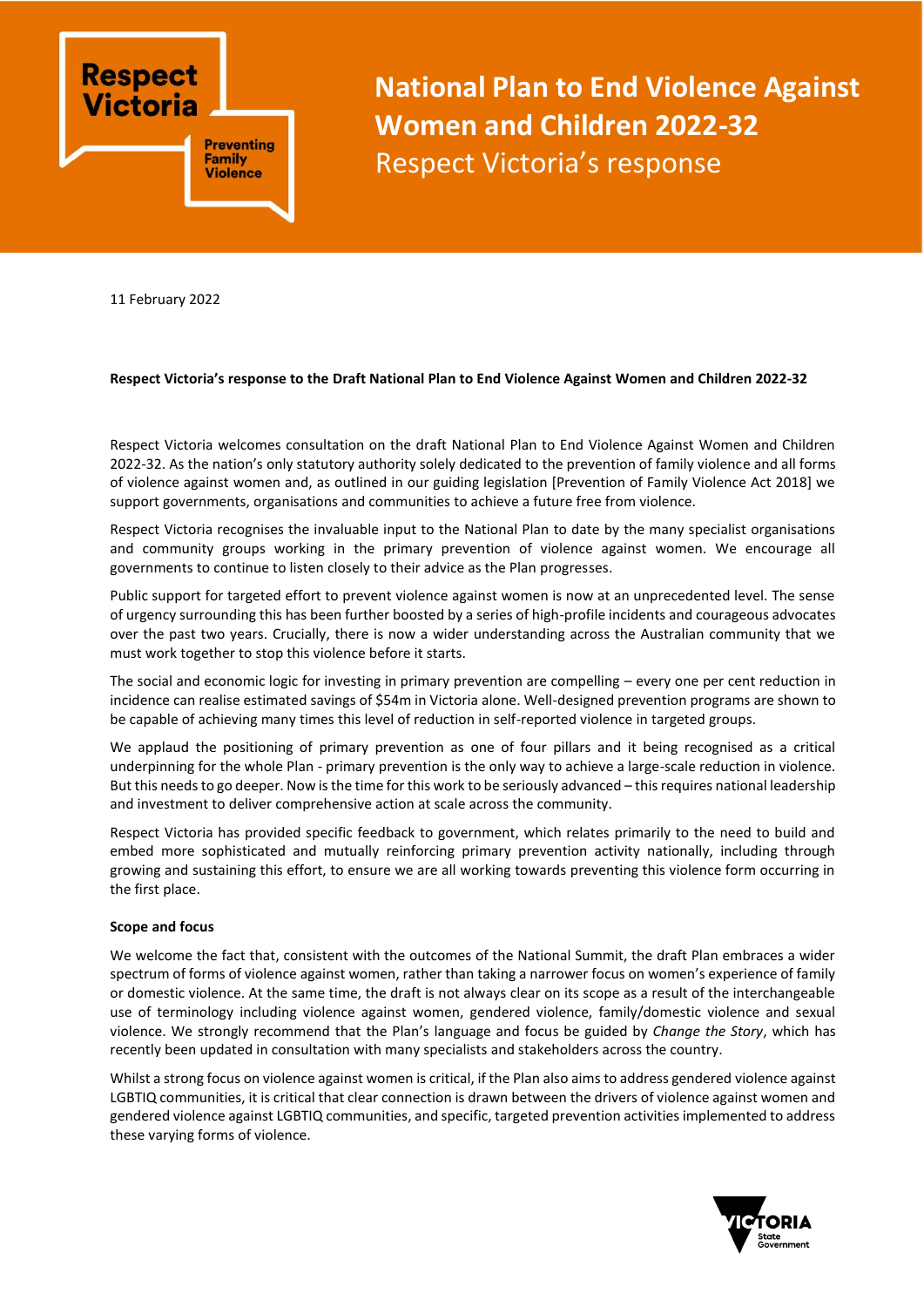# National Plan to End Violence Against Women and Children 2022-32

## Respect Victoria's response

11 February 2022

**Respect Victoria's response to the Draft National Plan to End Violence Against Women and Children 2022-32**

Respect Victoria welcomes consultation on the draft National Plan to End Violence Against Women and Children 2022-32. As the nation's only statutory authority solely dedicated to the prevention of family violence and all forms of violence against women and, as outlined in our guiding legislation [Prevention of Family Violence Act 2018] we support governments, organisations and communities to achieve a future free from violence.

Respect Victoria recognises the invaluable input to the National Plan to date by the many specialist organisations and community groups working in the primary prevention of violence against women. We encourage all governments to continue to listen closely to their advice as the Plan progresses.

Public support for targeted effort to prevent violence against women is now at an unprecedented level. The sense of urgency surrounding this has been further boosted by a series of high-profile incidents and courageous advocates over the past two years. Crucially, there is now a wider understanding across the Australian community that we must work together to stop this violence before it starts.

The social and economic logic for investing in primary prevention are compelling – every one per cent reduction in incidence can realise estimated savings of $54m in Victoria alone. Well-designed prevention programs are shown to be capable of achieving many times this level of reduction in self-reported violence in targeted groups.

We applaud the positioning of primary prevention as one of four pillars and it being recognised as a critical underpinning for the whole Plan - primary prevention is the only way to achieve a large-scale reduction in violence. But this needs to go deeper. Now is the time for this work to be seriously advanced – this requires national leadership and investment to deliver comprehensive action at scale across the community.

Respect Victoria has provided specific feedback to government, which relates primarily to the need to build and embed more sophisticated and mutually reinforcing primary prevention activity nationally, including through growing and sustaining this effort, to ensure we are all working towards preventing this violence form occurring in the first place.

**Scope and focus**

We welcome the fact that, consistent with the outcomes of the National Summit, the draft Plan embraces a wider spectrum of forms of violence against women, rather than taking a narrower focus on women's experience of family or domestic violence. At the same time, the draft is not always clear on its scope as a result of the interchangeable use of terminology including violence against women, gendered violence, family/domestic violence and sexual violence. We strongly recommend that the Plan's language and focus be guided by *Change the Story*, which has recently been updated in consultation with many specialists and stakeholders across the country.

Whilst a strong focus on violence against women is critical, if the Plan also aims to address gendered violence against LGBTIQ communities, it is critical that clear connection is drawn between the drivers of violence against women and gendered violence against LGBTIQ communities, and specific, targeted prevention activities implemented to address these varying forms of violence.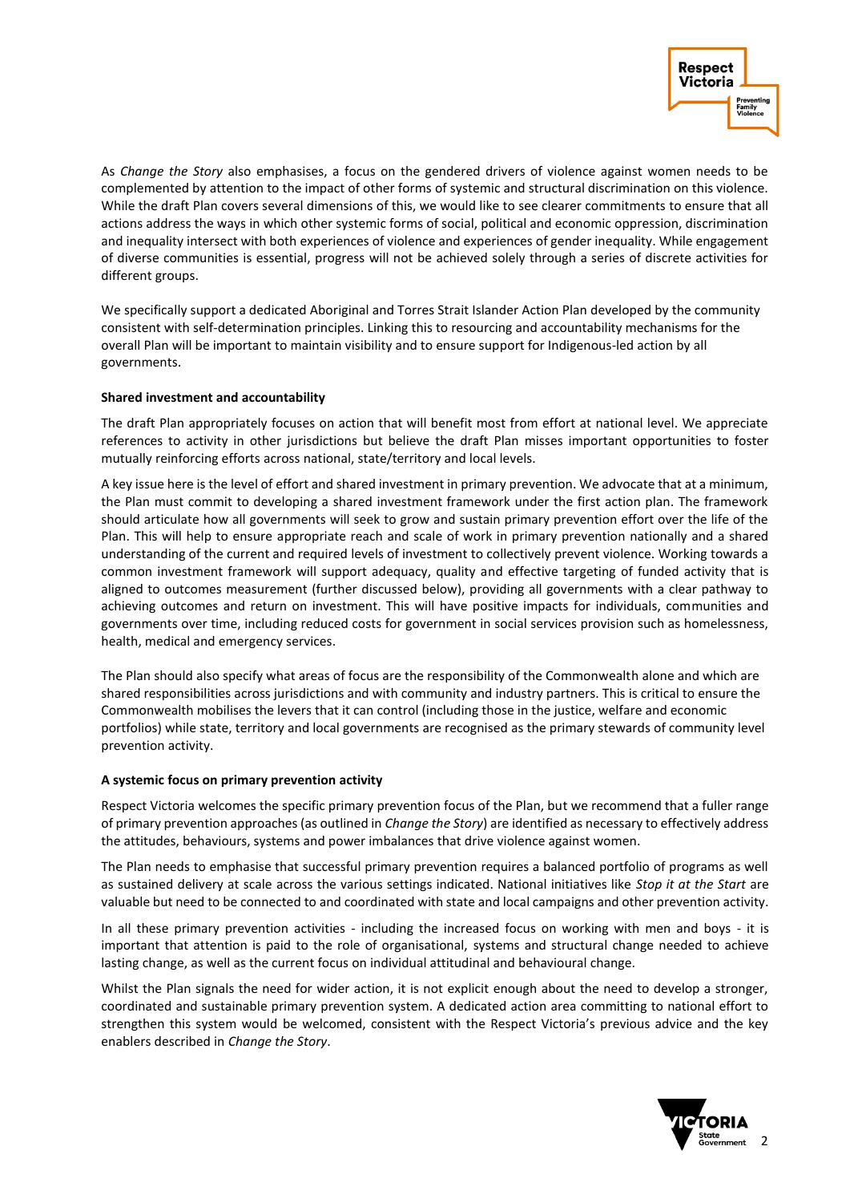As *Change the Story* also emphasises, a focus on the gendered drivers of violence against women needs to be complemented by attention to the impact of other forms of systemic and structural discrimination on this violence. While the draft Plan covers several dimensions of this, we would like to see clearer commitments to ensure that all actions address the ways in which other systemic forms of social, political and economic oppression, discrimination and inequality intersect with both experiences of violence and experiences of gender inequality. While engagement of diverse communities is essential, progress will not be achieved solely through a series of discrete activities for different groups.

We specifically support a dedicated Aboriginal and Torres Strait Islander Action Plan developed by the community consistent with self-determination principles. Linking this to resourcing and accountability mechanisms for the overall Plan will be important to maintain visibility and to ensure support for Indigenous-led action by all governments.

**Shared investment and accountability**

The draft Plan appropriately focuses on action that will benefit most from effort at national level. We appreciate references to activity in other jurisdictions but believe the draft Plan misses important opportunities to foster mutually reinforcing efforts across national, state/territory and local levels.

A key issue here is the level of effort and shared investment in primary prevention. We advocate that at a minimum, the Plan must commit to developing a shared investment framework under the first action plan. The framework should articulate how all governments will seek to grow and sustain primary prevention effort over the life of the Plan. This will help to ensure appropriate reach and scale of work in primary prevention nationally and a shared understanding of the current and required levels of investment to collectively prevent violence. Working towards a common investment framework will support adequacy, quality and effective targeting of funded activity that is aligned to outcomes measurement (further discussed below), providing all governments with a clear pathway to achieving outcomes and return on investment. This will have positive impacts for individuals, communities and governments over time, including reduced costs for government in social services provision such as homelessness, health, medical and emergency services.

The Plan should also specify what areas of focus are the responsibility of the Commonwealth alone and which are shared responsibilities across jurisdictions and with community and industry partners. This is critical to ensure the Commonwealth mobilises the levers that it can control (including those in the justice, welfare and economic portfolios) while state, territory and local governments are recognised as the primary stewards of community level prevention activity.

**A systemic focus on primary prevention activity**

Respect Victoria welcomes the specific primary prevention focus of the Plan, but we recommend that a fuller range of primary prevention approaches (as outlined in *Change the Story*) are identified as necessary to effectively address the attitudes, behaviours, systems and power imbalances that drive violence against women.

The Plan needs to emphasise that successful primary prevention requires a balanced portfolio of programs as well as sustained delivery at scale across the various settings indicated. National initiatives like *Stop it at the Start* are valuable but need to be connected to and coordinated with state and local campaigns and other prevention activity.

In all these primary prevention activities - including the increased focus on working with men and boys - it is important that attention is paid to the role of organisational, systems and structural change needed to achieve lasting change, as well as the current focus on individual attitudinal and behavioural change.

Whilst the Plan signals the need for wider action, it is not explicit enough about the need to develop a stronger, coordinated and sustainable primary prevention system. A dedicated action area committing to national effort to strengthen this system would be welcomed, consistent with the Respect Victoria's previous advice and the key enablers described in *Change the Story*.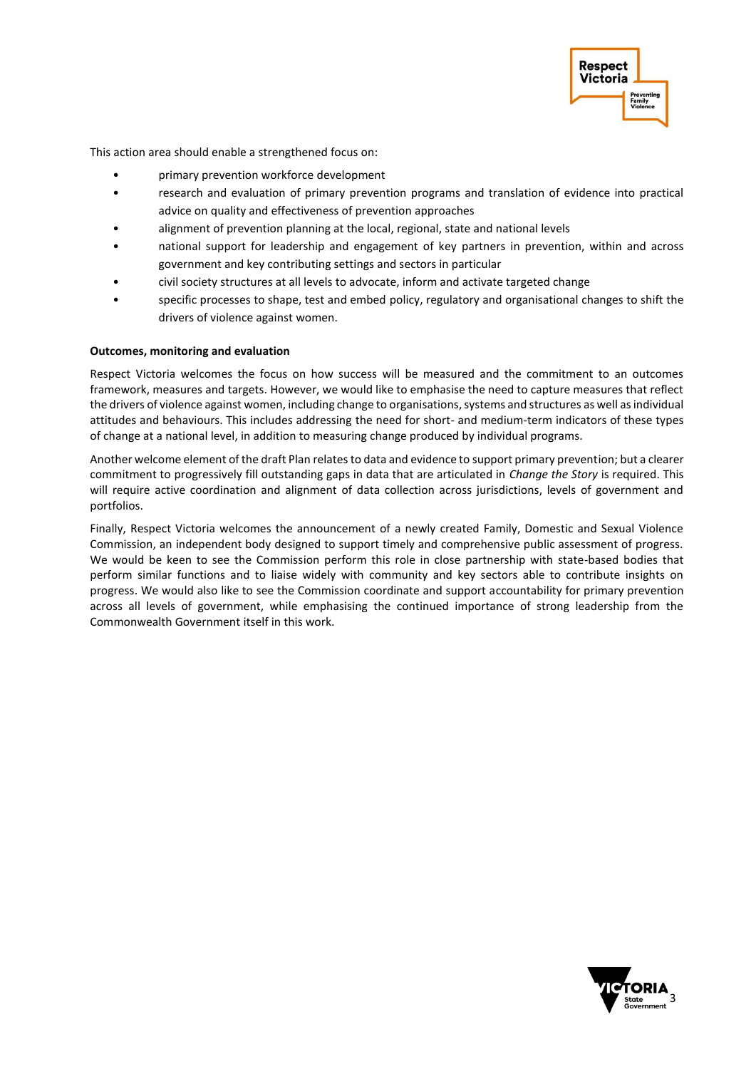This action area should enable a strengthened focus on:

- primary prevention workforce development
- research and evaluation of primary prevention programs and translation of evidence into practical advice on quality and effectiveness of prevention approaches
- alignment of prevention planning at the local, regional, state and national levels
- national support for leadership and engagement of key partners in prevention, within and across government and key contributing settings and sectors in particular
- civil society structures at all levels to advocate, inform and activate targeted change
- specific processes to shape, test and embed policy, regulatory and organisational changes to shift the drivers of violence against women.

**Outcomes, monitoring and evaluation**

Respect Victoria welcomes the focus on how success will be measured and the commitment to an outcomes framework, measures and targets. However, we would like to emphasise the need to capture measures that reflect the drivers of violence against women, including change to organisations, systems and structures as well as individual attitudes and behaviours. This includes addressing the need for short- and medium-term indicators of these types of change at a national level, in addition to measuring change produced by individual programs.

Another welcome element of the draft Plan relates to data and evidence to support primary prevention; but a clearer commitment to progressively fill outstanding gaps in data that are articulated in *Change the Story* is required. This will require active coordination and alignment of data collection across jurisdictions, levels of government and portfolios.

Finally, Respect Victoria welcomes the announcement of a newly created Family, Domestic and Sexual Violence Commission, an independent body designed to support timely and comprehensive public assessment of progress. We would be keen to see the Commission perform this role in close partnership with state-based bodies that perform similar functions and to liaise widely with community and key sectors able to contribute insights on progress. We would also like to see the Commission coordinate and support accountability for primary prevention across all levels of government, while emphasising the continued importance of strong leadership from the Commonwealth Government itself in this work.